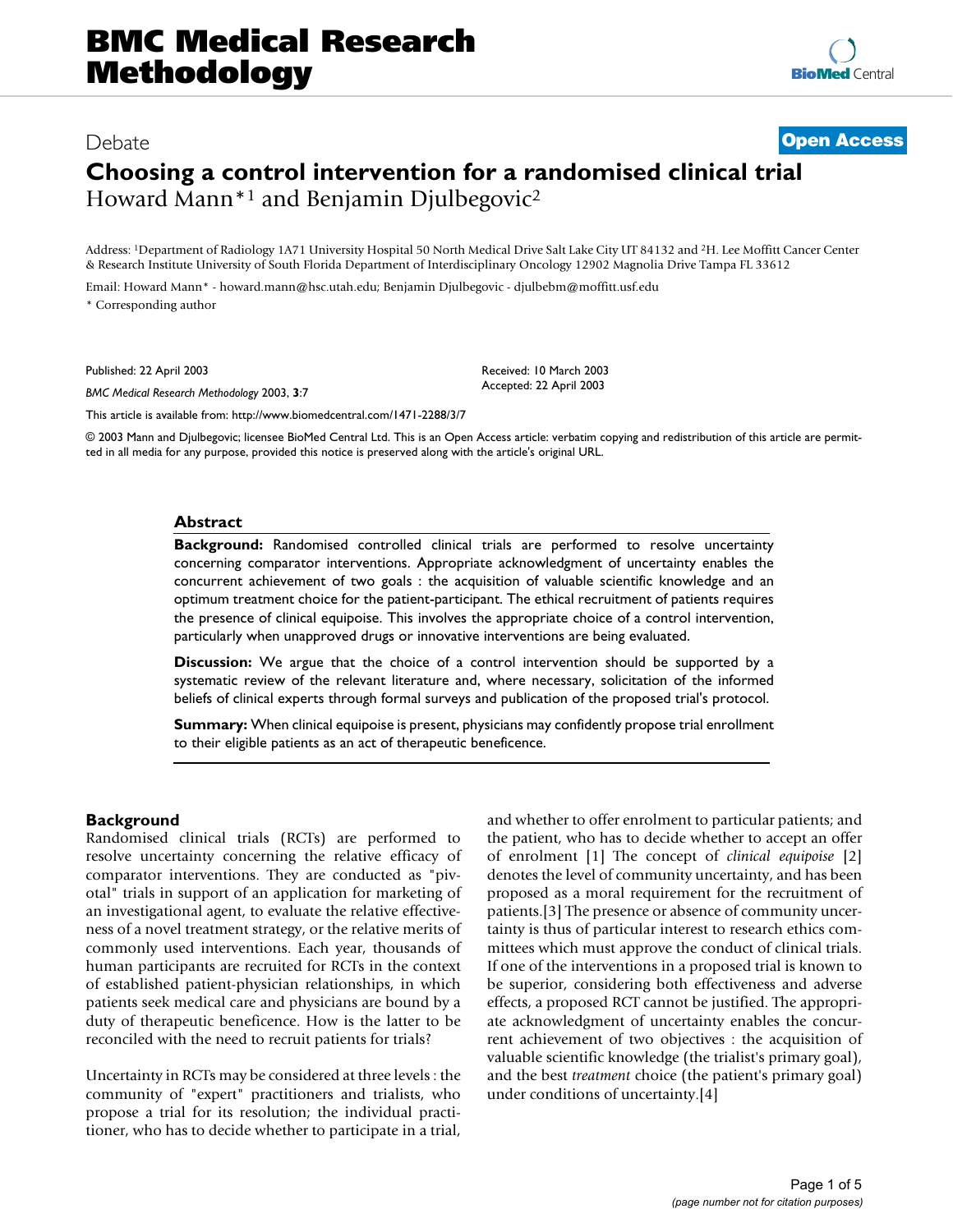Debate

**Open Access**

# Choosing a control intervention for a randomised clinical trial

Howard Mann*[1] and Benjamin Djulbegovic[2]

Address: [1]Department of Radiology 1A71 University Hospital 50 North Medical Drive Salt Lake City UT 84132 and [2]H. Lee Moffitt Cancer Center & Research Institute University of South Florida Department of Interdisciplinary Oncology 12902 Magnolia Drive Tampa FL 33612

Email: Howard Mann* - howard.mann@hsc.utah.edu; Benjamin Djulbegovic - djulbebm@moffitt.usf.edu

* Corresponding author

Published: 22 April 2003

*BMC Medical Research Methodology* 2003, **3**:7

Received: 10 March 2003
Accepted: 22 April 2003

This article is available from: http://www.biomedcentral.com/1471-2288/3/7

© 2003 Mann and Djulbegovic; licensee BioMed Central Ltd. This is an Open Access article: verbatim copying and redistribution of this article are permitted in all media for any purpose, provided this notice is preserved along with the article's original URL.

## Abstract

**Background:** Randomised controlled clinical trials are performed to resolve uncertainty concerning comparator interventions. Appropriate acknowledgment of uncertainty enables the concurrent achievement of two goals : the acquisition of valuable scientific knowledge and an optimum treatment choice for the patient-participant. The ethical recruitment of patients requires the presence of clinical equipoise. This involves the appropriate choice of a control intervention, particularly when unapproved drugs or innovative interventions are being evaluated.

**Discussion:** We argue that the choice of a control intervention should be supported by a systematic review of the relevant literature and, where necessary, solicitation of the informed beliefs of clinical experts through formal surveys and publication of the proposed trial's protocol.

**Summary:** When clinical equipoise is present, physicians may confidently propose trial enrollment to their eligible patients as an act of therapeutic beneficence.

## Background

Randomised clinical trials (RCTs) are performed to resolve uncertainty concerning the relative efficacy of comparator interventions. They are conducted as "pivotal" trials in support of an application for marketing of an investigational agent, to evaluate the relative effectiveness of a novel treatment strategy, or the relative merits of commonly used interventions. Each year, thousands of human participants are recruited for RCTs in the context of established patient-physician relationships, in which patients seek medical care and physicians are bound by a duty of therapeutic beneficence. How is the latter to be reconciled with the need to recruit patients for trials?

Uncertainty in RCTs may be considered at three levels : the community of "expert" practitioners and trialists, who propose a trial for its resolution; the individual practitioner, who has to decide whether to participate in a trial, and whether to offer enrolment to particular patients; and the patient, who has to decide whether to accept an offer of enrolment [1] The concept of *clinical equipoise* [2] denotes the level of community uncertainty, and has been proposed as a moral requirement for the recruitment of patients.[3] The presence or absence of community uncertainty is thus of particular interest to research ethics committees which must approve the conduct of clinical trials. If one of the interventions in a proposed trial is known to be superior, considering both effectiveness and adverse effects, a proposed RCT cannot be justified. The appropriate acknowledgment of uncertainty enables the concurrent achievement of two objectives : the acquisition of valuable scientific knowledge (the trialist's primary goal), and the best *treatment* choice (the patient's primary goal) under conditions of uncertainty.[4]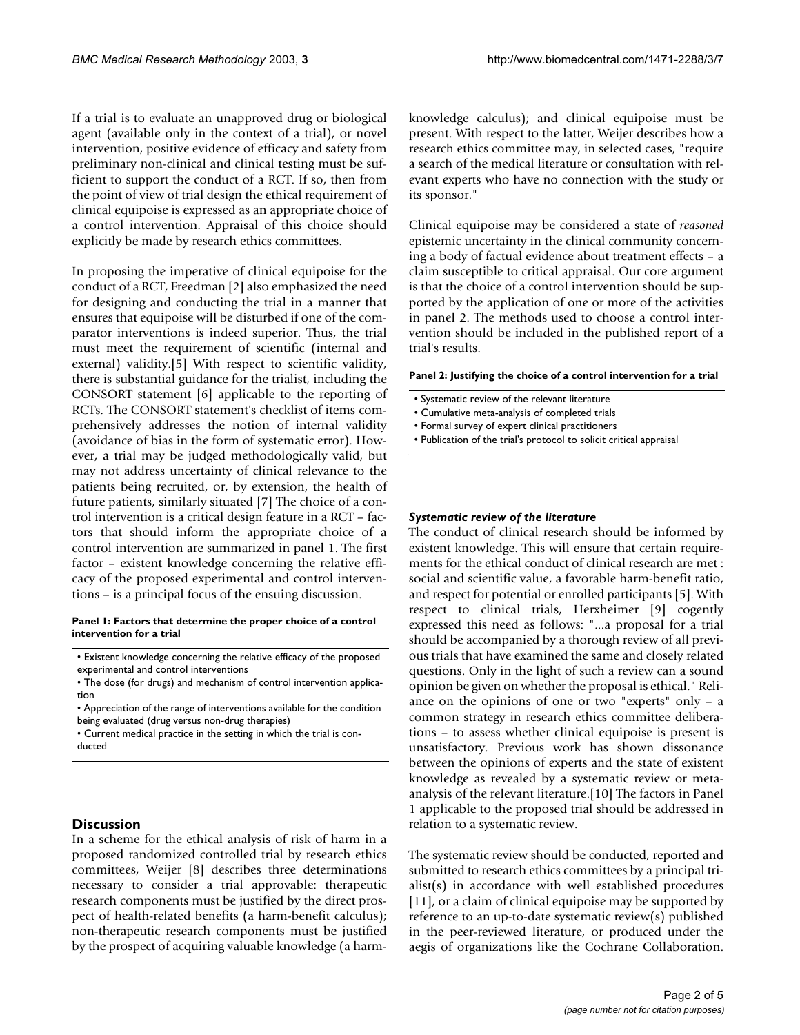If a trial is to evaluate an unapproved drug or biological agent (available only in the context of a trial), or novel intervention, positive evidence of efficacy and safety from preliminary non-clinical and clinical testing must be sufficient to support the conduct of a RCT. If so, then from the point of view of trial design the ethical requirement of clinical equipoise is expressed as an appropriate choice of a control intervention. Appraisal of this choice should explicitly be made by research ethics committees.

In proposing the imperative of clinical equipoise for the conduct of a RCT, Freedman [2] also emphasized the need for designing and conducting the trial in a manner that ensures that equipoise will be disturbed if one of the comparator interventions is indeed superior. Thus, the trial must meet the requirement of scientific (internal and external) validity.[5] With respect to scientific validity, there is substantial guidance for the trialist, including the CONSORT statement [6] applicable to the reporting of RCTs. The CONSORT statement's checklist of items comprehensively addresses the notion of internal validity (avoidance of bias in the form of systematic error). However, a trial may be judged methodologically valid, but may not address uncertainty of clinical relevance to the patients being recruited, or, by extension, the health of future patients, similarly situated [7] The choice of a control intervention is a critical design feature in a RCT – factors that should inform the appropriate choice of a control intervention are summarized in panel 1. The first factor – existent knowledge concerning the relative efficacy of the proposed experimental and control interventions – is a principal focus of the ensuing discussion.

**Panel 1: Factors that determine the proper choice of a control intervention for a trial**

- Existent knowledge concerning the relative efficacy of the proposed experimental and control interventions
- The dose (for drugs) and mechanism of control intervention application
- Appreciation of the range of interventions available for the condition being evaluated (drug versus non-drug therapies)
- Current medical practice in the setting in which the trial is conducted

## Discussion

In a scheme for the ethical analysis of risk of harm in a proposed randomized controlled trial by research ethics committees, Weijer [8] describes three determinations necessary to consider a trial approvable: therapeutic research components must be justified by the direct prospect of health-related benefits (a harm-benefit calculus); non-therapeutic research components must be justified by the prospect of acquiring valuable knowledge (a harm-knowledge calculus); and clinical equipoise must be present. With respect to the latter, Weijer describes how a research ethics committee may, in selected cases, "require a search of the medical literature or consultation with relevant experts who have no connection with the study or its sponsor."

Clinical equipoise may be considered a state of *reasoned* epistemic uncertainty in the clinical community concerning a body of factual evidence about treatment effects – a claim susceptible to critical appraisal. Our core argument is that the choice of a control intervention should be supported by the application of one or more of the activities in panel 2. The methods used to choose a control intervention should be included in the published report of a trial's results.

**Panel 2: Justifying the choice of a control intervention for a trial**

- Systematic review of the relevant literature
- Cumulative meta-analysis of completed trials
- Formal survey of expert clinical practitioners
- Publication of the trial's protocol to solicit critical appraisal

### *Systematic review of the literature*

The conduct of clinical research should be informed by existent knowledge. This will ensure that certain requirements for the ethical conduct of clinical research are met : social and scientific value, a favorable harm-benefit ratio, and respect for potential or enrolled participants [5]. With respect to clinical trials, Herxheimer [9] cogently expressed this need as follows: "...a proposal for a trial should be accompanied by a thorough review of all previous trials that have examined the same and closely related questions. Only in the light of such a review can a sound opinion be given on whether the proposal is ethical." Reliance on the opinions of one or two "experts" only – a common strategy in research ethics committee deliberations – to assess whether clinical equipoise is present is unsatisfactory. Previous work has shown dissonance between the opinions of experts and the state of existent knowledge as revealed by a systematic review or meta-analysis of the relevant literature.[10] The factors in Panel 1 applicable to the proposed trial should be addressed in relation to a systematic review.

The systematic review should be conducted, reported and submitted to research ethics committees by a principal trialist(s) in accordance with well established procedures [11], or a claim of clinical equipoise may be supported by reference to an up-to-date systematic review(s) published in the peer-reviewed literature, or produced under the aegis of organizations like the Cochrane Collaboration.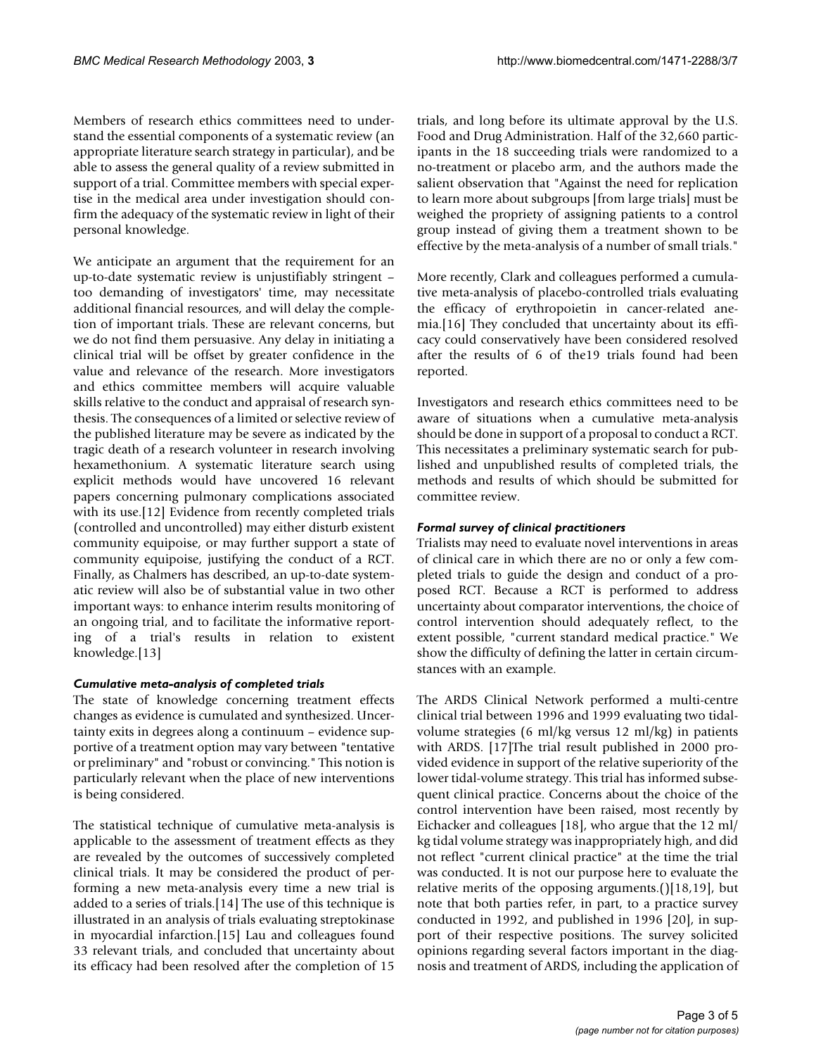Members of research ethics committees need to understand the essential components of a systematic review (an appropriate literature search strategy in particular), and be able to assess the general quality of a review submitted in support of a trial. Committee members with special expertise in the medical area under investigation should confirm the adequacy of the systematic review in light of their personal knowledge.

We anticipate an argument that the requirement for an up-to-date systematic review is unjustifiably stringent – too demanding of investigators' time, may necessitate additional financial resources, and will delay the completion of important trials. These are relevant concerns, but we do not find them persuasive. Any delay in initiating a clinical trial will be offset by greater confidence in the value and relevance of the research. More investigators and ethics committee members will acquire valuable skills relative to the conduct and appraisal of research synthesis. The consequences of a limited or selective review of the published literature may be severe as indicated by the tragic death of a research volunteer in research involving hexamethonium. A systematic literature search using explicit methods would have uncovered 16 relevant papers concerning pulmonary complications associated with its use.[12] Evidence from recently completed trials (controlled and uncontrolled) may either disturb existent community equipoise, or may further support a state of community equipoise, justifying the conduct of a RCT. Finally, as Chalmers has described, an up-to-date systematic review will also be of substantial value in two other important ways: to enhance interim results monitoring of an ongoing trial, and to facilitate the informative reporting of a trial's results in relation to existent knowledge.[13]

### *Cumulative meta-analysis of completed trials*

The state of knowledge concerning treatment effects changes as evidence is cumulated and synthesized. Uncertainty exits in degrees along a continuum – evidence supportive of a treatment option may vary between "tentative or preliminary" and "robust or convincing." This notion is particularly relevant when the place of new interventions is being considered.

The statistical technique of cumulative meta-analysis is applicable to the assessment of treatment effects as they are revealed by the outcomes of successively completed clinical trials. It may be considered the product of performing a new meta-analysis every time a new trial is added to a series of trials.[14] The use of this technique is illustrated in an analysis of trials evaluating streptokinase in myocardial infarction.[15] Lau and colleagues found 33 relevant trials, and concluded that uncertainty about its efficacy had been resolved after the completion of 15 trials, and long before its ultimate approval by the U.S. Food and Drug Administration. Half of the 32,660 participants in the 18 succeeding trials were randomized to a no-treatment or placebo arm, and the authors made the salient observation that "Against the need for replication to learn more about subgroups [from large trials] must be weighed the propriety of assigning patients to a control group instead of giving them a treatment shown to be effective by the meta-analysis of a number of small trials."

More recently, Clark and colleagues performed a cumulative meta-analysis of placebo-controlled trials evaluating the efficacy of erythropoietin in cancer-related anemia.[16] They concluded that uncertainty about its efficacy could conservatively have been considered resolved after the results of 6 of the19 trials found had been reported.

Investigators and research ethics committees need to be aware of situations when a cumulative meta-analysis should be done in support of a proposal to conduct a RCT. This necessitates a preliminary systematic search for published and unpublished results of completed trials, the methods and results of which should be submitted for committee review.

### *Formal survey of clinical practitioners*

Trialists may need to evaluate novel interventions in areas of clinical care in which there are no or only a few completed trials to guide the design and conduct of a proposed RCT. Because a RCT is performed to address uncertainty about comparator interventions, the choice of control intervention should adequately reflect, to the extent possible, "current standard medical practice." We show the difficulty of defining the latter in certain circumstances with an example.

The ARDS Clinical Network performed a multi-centre clinical trial between 1996 and 1999 evaluating two tidal-volume strategies (6 ml/kg versus 12 ml/kg) in patients with ARDS. [17]The trial result published in 2000 provided evidence in support of the relative superiority of the lower tidal-volume strategy. This trial has informed subsequent clinical practice. Concerns about the choice of the control intervention have been raised, most recently by Eichacker and colleagues [18], who argue that the 12 ml/kg tidal volume strategy was inappropriately high, and did not reflect "current clinical practice" at the time the trial was conducted. It is not our purpose here to evaluate the relative merits of the opposing arguments.()[18,19], but note that both parties refer, in part, to a practice survey conducted in 1992, and published in 1996 [20], in support of their respective positions. The survey solicited opinions regarding several factors important in the diagnosis and treatment of ARDS, including the application of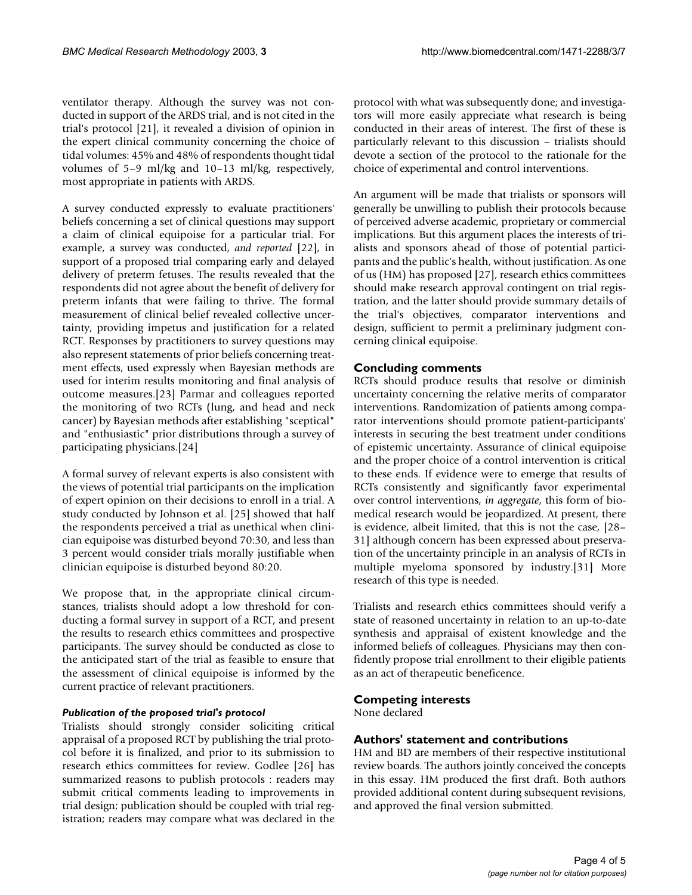ventilator therapy. Although the survey was not conducted in support of the ARDS trial, and is not cited in the trial's protocol [21], it revealed a division of opinion in the expert clinical community concerning the choice of tidal volumes: 45% and 48% of respondents thought tidal volumes of 5–9 ml/kg and 10–13 ml/kg, respectively, most appropriate in patients with ARDS.

A survey conducted expressly to evaluate practitioners' beliefs concerning a set of clinical questions may support a claim of clinical equipoise for a particular trial. For example, a survey was conducted, *and reported* [22], in support of a proposed trial comparing early and delayed delivery of preterm fetuses. The results revealed that the respondents did not agree about the benefit of delivery for preterm infants that were failing to thrive. The formal measurement of clinical belief revealed collective uncertainty, providing impetus and justification for a related RCT. Responses by practitioners to survey questions may also represent statements of prior beliefs concerning treatment effects, used expressly when Bayesian methods are used for interim results monitoring and final analysis of outcome measures.[23] Parmar and colleagues reported the monitoring of two RCTs (lung, and head and neck cancer) by Bayesian methods after establishing "sceptical" and "enthusiastic" prior distributions through a survey of participating physicians.[24]

A formal survey of relevant experts is also consistent with the views of potential trial participants on the implication of expert opinion on their decisions to enroll in a trial. A study conducted by Johnson et al. [25] showed that half the respondents perceived a trial as unethical when clinician equipoise was disturbed beyond 70:30, and less than 3 percent would consider trials morally justifiable when clinician equipoise is disturbed beyond 80:20.

We propose that, in the appropriate clinical circumstances, trialists should adopt a low threshold for conducting a formal survey in support of a RCT, and present the results to research ethics committees and prospective participants. The survey should be conducted as close to the anticipated start of the trial as feasible to ensure that the assessment of clinical equipoise is informed by the current practice of relevant practitioners.

#### *Publication of the proposed trial's protocol*

Trialists should strongly consider soliciting critical appraisal of a proposed RCT by publishing the trial protocol before it is finalized, and prior to its submission to research ethics committees for review. Godlee [26] has summarized reasons to publish protocols : readers may submit critical comments leading to improvements in trial design; publication should be coupled with trial registration; readers may compare what was declared in the protocol with what was subsequently done; and investigators will more easily appreciate what research is being conducted in their areas of interest. The first of these is particularly relevant to this discussion – trialists should devote a section of the protocol to the rationale for the choice of experimental and control interventions.

An argument will be made that trialists or sponsors will generally be unwilling to publish their protocols because of perceived adverse academic, proprietary or commercial implications. But this argument places the interests of trialists and sponsors ahead of those of potential participants and the public's health, without justification. As one of us (HM) has proposed [27], research ethics committees should make research approval contingent on trial registration, and the latter should provide summary details of the trial's objectives, comparator interventions and design, sufficient to permit a preliminary judgment concerning clinical equipoise.

### Concluding comments

RCTs should produce results that resolve or diminish uncertainty concerning the relative merits of comparator interventions. Randomization of patients among comparator interventions should promote patient-participants' interests in securing the best treatment under conditions of epistemic uncertainty. Assurance of clinical equipoise and the proper choice of a control intervention is critical to these ends. If evidence were to emerge that results of RCTs consistently and significantly favor experimental over control interventions, *in aggregate*, this form of biomedical research would be jeopardized. At present, there is evidence, albeit limited, that this is not the case, [28–31] although concern has been expressed about preservation of the uncertainty principle in an analysis of RCTs in multiple myeloma sponsored by industry.[31] More research of this type is needed.

Trialists and research ethics committees should verify a state of reasoned uncertainty in relation to an up-to-date synthesis and appraisal of existent knowledge and the informed beliefs of colleagues. Physicians may then confidently propose trial enrollment to their eligible patients as an act of therapeutic beneficence.

### Competing interests

None declared

### Authors' statement and contributions

HM and BD are members of their respective institutional review boards. The authors jointly conceived the concepts in this essay. HM produced the first draft. Both authors provided additional content during subsequent revisions, and approved the final version submitted.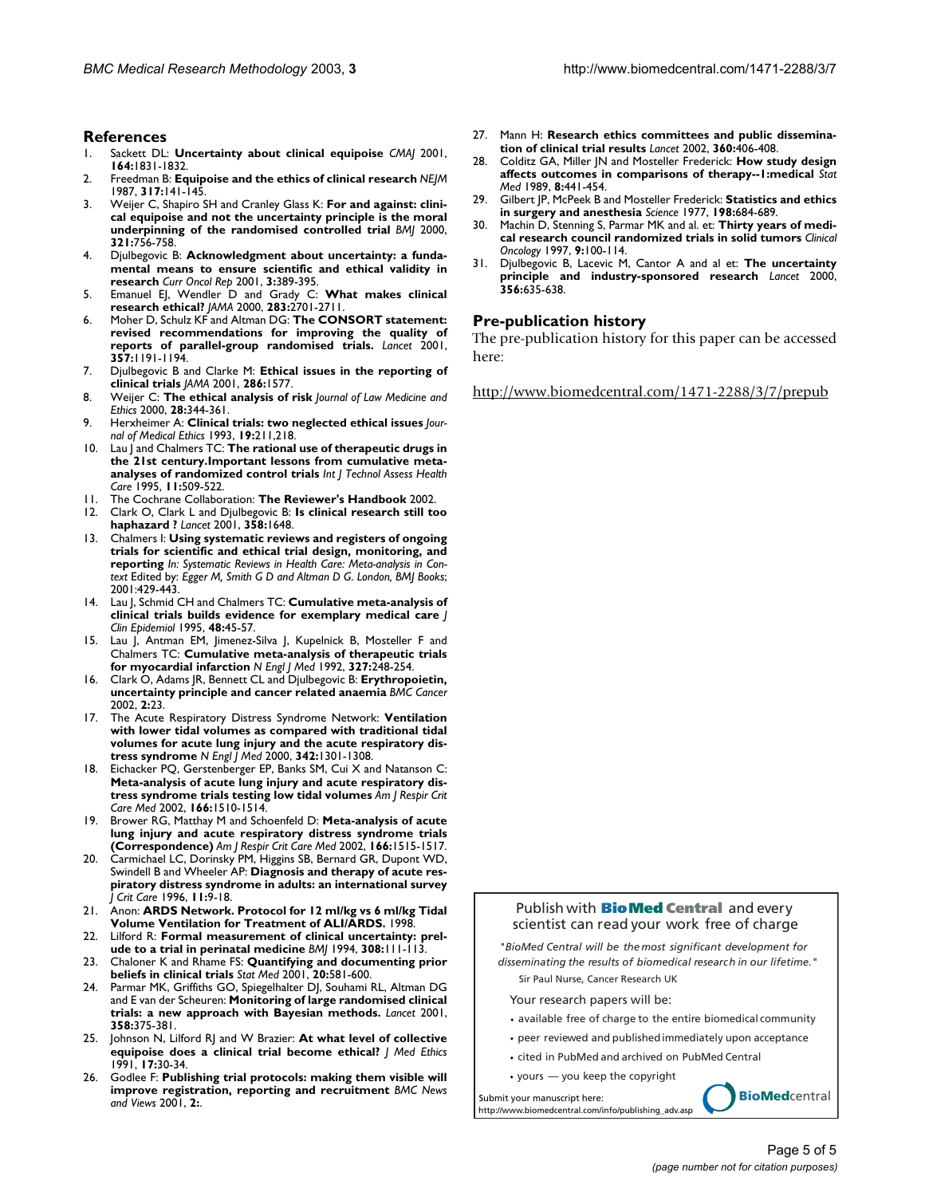## References

1. Sackett DL: **Uncertainty about clinical equipoise** *CMAJ* 2001, **164:**1831-1832.
2. Freedman B: **Equipoise and the ethics of clinical research** *NEJM* 1987, **317:**141-145.
3. Weijer C, Shapiro SH and Cranley Glass K: **For and against: clinical equipoise and not the uncertainty principle is the moral underpinning of the randomised controlled trial** *BMJ* 2000, **321:**756-758.
4. Djulbegovic B: **Acknowledgment about uncertainty: a fundamental means to ensure scientific and ethical validity in research** *Curr Oncol Rep* 2001, **3:**389-395.
5. Emanuel EJ, Wendler D and Grady C: **What makes clinical research ethical?** *JAMA* 2000, **283:**2701-2711.
6. Moher D, Schulz KF and Altman DG: **The CONSORT statement: revised recommendations for improving the quality of reports of parallel-group randomised trials.** *Lancet* 2001, **357:**1191-1194.
7. Djulbegovic B and Clarke M: **Ethical issues in the reporting of clinical trials** *JAMA* 2001, **286:**1577.
8. Weijer C: **The ethical analysis of risk** *Journal of Law Medicine and Ethics* 2000, **28:**344-361.
9. Herxheimer A: **Clinical trials: two neglected ethical issues** *Journal of Medical Ethics* 1993, **19:**211,218.
10. Lau J and Chalmers TC: **The rational use of therapeutic drugs in the 21st century.Important lessons from cumulative meta-analyses of randomized control trials** *Int J Technol Assess Health Care* 1995, **11:**509-522.
11. The Cochrane Collaboration: **The Reviewer's Handbook** 2002.
12. Clark O, Clark L and Djulbegovic B: **Is clinical research still too haphazard ?** *Lancet* 2001, **358:**1648.
13. Chalmers I: **Using systematic reviews and registers of ongoing trials for scientific and ethical trial design, monitoring, and reporting** *In: Systematic Reviews in Health Care: Meta-analysis in Context* Edited by: *Egger M, Smith G D and Altman D G. London, BMJ Books*; 2001:429-443.
14. Lau J, Schmid CH and Chalmers TC: **Cumulative meta-analysis of clinical trials builds evidence for exemplary medical care** *J Clin Epidemiol* 1995, **48:**45-57.
15. Lau J, Antman EM, Jimenez-Silva J, Kupelnick B, Mosteller F and Chalmers TC: **Cumulative meta-analysis of therapeutic trials for myocardial infarction** *N Engl J Med* 1992, **327:**248-254.
16. Clark O, Adams JR, Bennett CL and Djulbegovic B: **Erythropoietin, uncertainty principle and cancer related anaemia** *BMC Cancer* 2002, **2:**23.
17. The Acute Respiratory Distress Syndrome Network: **Ventilation with lower tidal volumes as compared with traditional tidal volumes for acute lung injury and the acute respiratory distress syndrome** *N Engl J Med* 2000, **342:**1301-1308.
18. Eichacker PQ, Gerstenberger EP, Banks SM, Cui X and Natanson C: **Meta-analysis of acute lung injury and acute respiratory distress syndrome trials testing low tidal volumes** *Am J Respir Crit Care Med* 2002, **166:**1510-1514.
19. Brower RG, Matthay M and Schoenfeld D: **Meta-analysis of acute lung injury and acute respiratory distress syndrome trials (Correspondence)** *Am J Respir Crit Care Med* 2002, **166:**1515-1517.
20. Carmichael LC, Dorinsky PM, Higgins SB, Bernard GR, Dupont WD, Swindell B and Wheeler AP: **Diagnosis and therapy of acute respiratory distress syndrome in adults: an international survey** *J Crit Care* 1996, **11:**9-18.
21. Anon: **ARDS Network. Protocol for 12 ml/kg vs 6 ml/kg Tidal Volume Ventilation for Treatment of ALI/ARDS.** 1998.
22. Lilford R: **Formal measurement of clinical uncertainty: prelude to a trial in perinatal medicine** *BMJ* 1994, **308:**111-113.
23. Chaloner K and Rhame FS: **Quantifying and documenting prior beliefs in clinical trials** *Stat Med* 2001, **20:**581-600.
24. Parmar MK, Griffiths GO, Spiegelhalter DJ, Souhami RL, Altman DG and E van der Scheuren: **Monitoring of large randomised clinical trials: a new approach with Bayesian methods.** *Lancet* 2001, **358:**375-381.
25. Johnson N, Lilford RJ and W Brazier: **At what level of collective equipoise does a clinical trial become ethical?** *J Med Ethics* 1991, **17:**30-34.
26. Godlee F: **Publishing trial protocols: making them visible will improve registration, reporting and recruitment** *BMC News and Views* 2001, **2:**.
27. Mann H: **Research ethics committees and public dissemination of clinical trial results** *Lancet* 2002, **360:**406-408.
28. Colditz GA, Miller JN and Mosteller Frederick: **How study design affects outcomes in comparisons of therapy--I:medical** *Stat Med* 1989, **8:**441-454.
29. Gilbert JP, McPeek B and Mosteller Frederick: **Statistics and ethics in surgery and anesthesia** *Science* 1977, **198:**684-689.
30. Machin D, Stenning S, Parmar MK and al. et: **Thirty years of medical research council randomized trials in solid tumors** *Clinical Oncology* 1997, **9:**100-114.
31. Djulbegovic B, Lacevic M, Cantor A and al et: **The uncertainty principle and industry-sponsored research** *Lancet* 2000, **356:**635-638.

## Pre-publication history

The pre-publication history for this paper can be accessed here:

http://www.biomedcentral.com/1471-2288/3/7/prepub

Publish with **BioMed Central** and every scientist can read your work free of charge

*"BioMed Central will be the most significant development for disseminating the results of biomedical research in our lifetime."*
Sir Paul Nurse, Cancer Research UK

Your research papers will be:

- available free of charge to the entire biomedical community
- peer reviewed and published immediately upon acceptance
- cited in PubMed and archived on PubMed Central
- yours — you keep the copyright

Submit your manuscript here:
http://www.biomedcentral.com/info/publishing_adv.asp

BioMedcentral